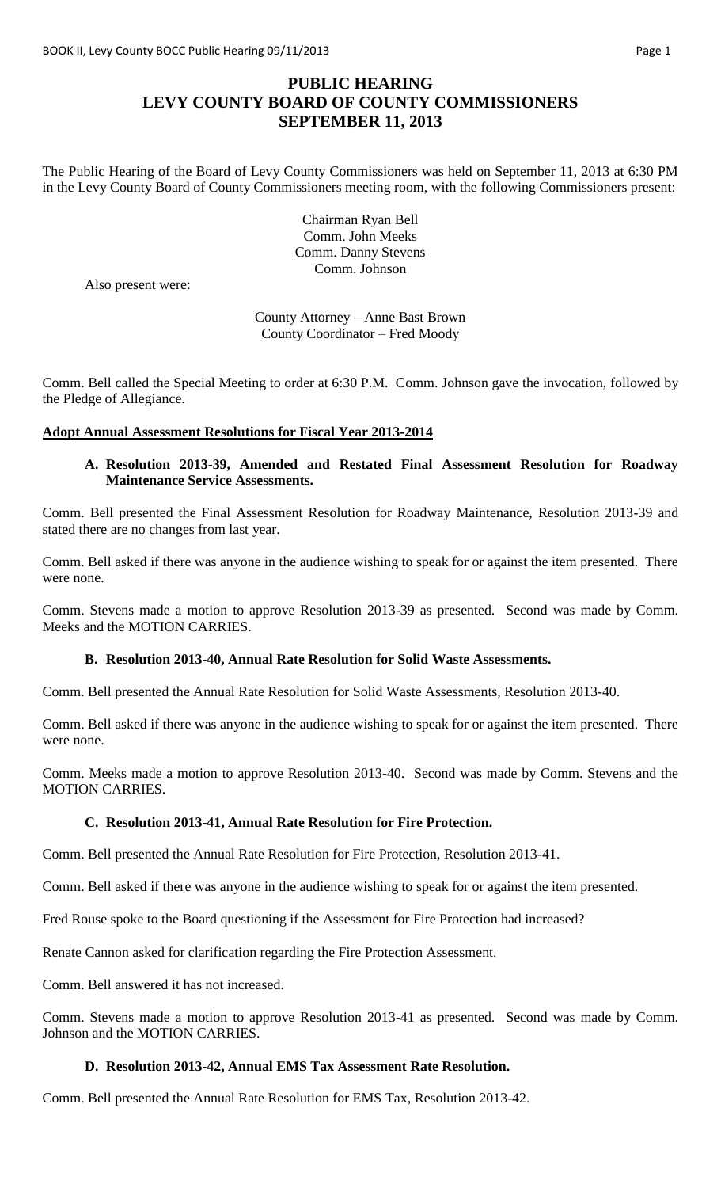# PUBLIC HEARING
# LEVY COUNTY BOARD OF COUNTY COMMISSIONERS
# SEPTEMBER 11, 2013

The Public Hearing of the Board of Levy County Commissioners was held on September 11, 2013 at 6:30 PM in the Levy County Board of County Commissioners meeting room, with the following Commissioners present:

Chairman Ryan Bell
Comm. John Meeks
Comm. Danny Stevens
Comm. Johnson

Also present were:

County Attorney – Anne Bast Brown
County Coordinator – Fred Moody

Comm. Bell called the Special Meeting to order at 6:30 P.M. Comm. Johnson gave the invocation, followed by the Pledge of Allegiance.

## Adopt Annual Assessment Resolutions for Fiscal Year 2013-2014

### A. Resolution 2013-39, Amended and Restated Final Assessment Resolution for Roadway Maintenance Service Assessments.

Comm. Bell presented the Final Assessment Resolution for Roadway Maintenance, Resolution 2013-39 and stated there are no changes from last year.

Comm. Bell asked if there was anyone in the audience wishing to speak for or against the item presented. There were none.

Comm. Stevens made a motion to approve Resolution 2013-39 as presented. Second was made by Comm. Meeks and the MOTION CARRIES.

### B. Resolution 2013-40, Annual Rate Resolution for Solid Waste Assessments.

Comm. Bell presented the Annual Rate Resolution for Solid Waste Assessments, Resolution 2013-40.

Comm. Bell asked if there was anyone in the audience wishing to speak for or against the item presented. There were none.

Comm. Meeks made a motion to approve Resolution 2013-40. Second was made by Comm. Stevens and the MOTION CARRIES.

### C. Resolution 2013-41, Annual Rate Resolution for Fire Protection.

Comm. Bell presented the Annual Rate Resolution for Fire Protection, Resolution 2013-41.

Comm. Bell asked if there was anyone in the audience wishing to speak for or against the item presented.

Fred Rouse spoke to the Board questioning if the Assessment for Fire Protection had increased?

Renate Cannon asked for clarification regarding the Fire Protection Assessment.

Comm. Bell answered it has not increased.

Comm. Stevens made a motion to approve Resolution 2013-41 as presented. Second was made by Comm. Johnson and the MOTION CARRIES.

### D. Resolution 2013-42, Annual EMS Tax Assessment Rate Resolution.

Comm. Bell presented the Annual Rate Resolution for EMS Tax, Resolution 2013-42.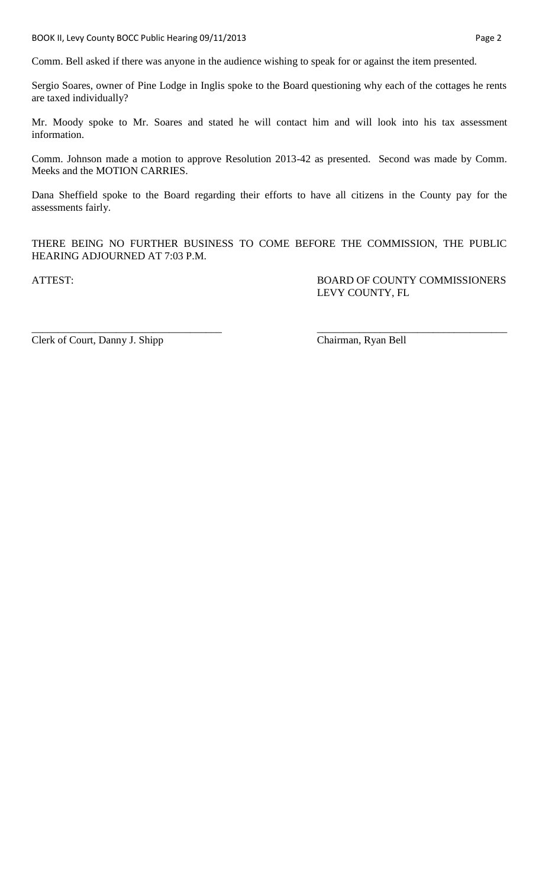Comm. Bell asked if there was anyone in the audience wishing to speak for or against the item presented.

Sergio Soares, owner of Pine Lodge in Inglis spoke to the Board questioning why each of the cottages he rents are taxed individually?

Mr. Moody spoke to Mr. Soares and stated he will contact him and will look into his tax assessment information.

Comm. Johnson made a motion to approve Resolution 2013-42 as presented. Second was made by Comm. Meeks and the MOTION CARRIES.

Dana Sheffield spoke to the Board regarding their efforts to have all citizens in the County pay for the assessments fairly.

THERE BEING NO FURTHER BUSINESS TO COME BEFORE THE COMMISSION, THE PUBLIC HEARING ADJOURNED AT 7:03 P.M.

ATTEST: BOARD OF COUNTY COMMISSIONERS
LEVY COUNTY, FL

\_\_\_\_\_\_\_\_\_\_\_\_\_\_\_\_\_\_\_\_\_\_\_\_\_\_\_\_\_\_\_\_\_\_\_\_ \_\_\_\_\_\_\_\_\_\_\_\_\_\_\_\_\_\_\_\_\_\_\_\_\_\_\_\_\_\_\_\_\_\_\_\_

Clerk of Court, Danny J. Shipp Chairman, Ryan Bell